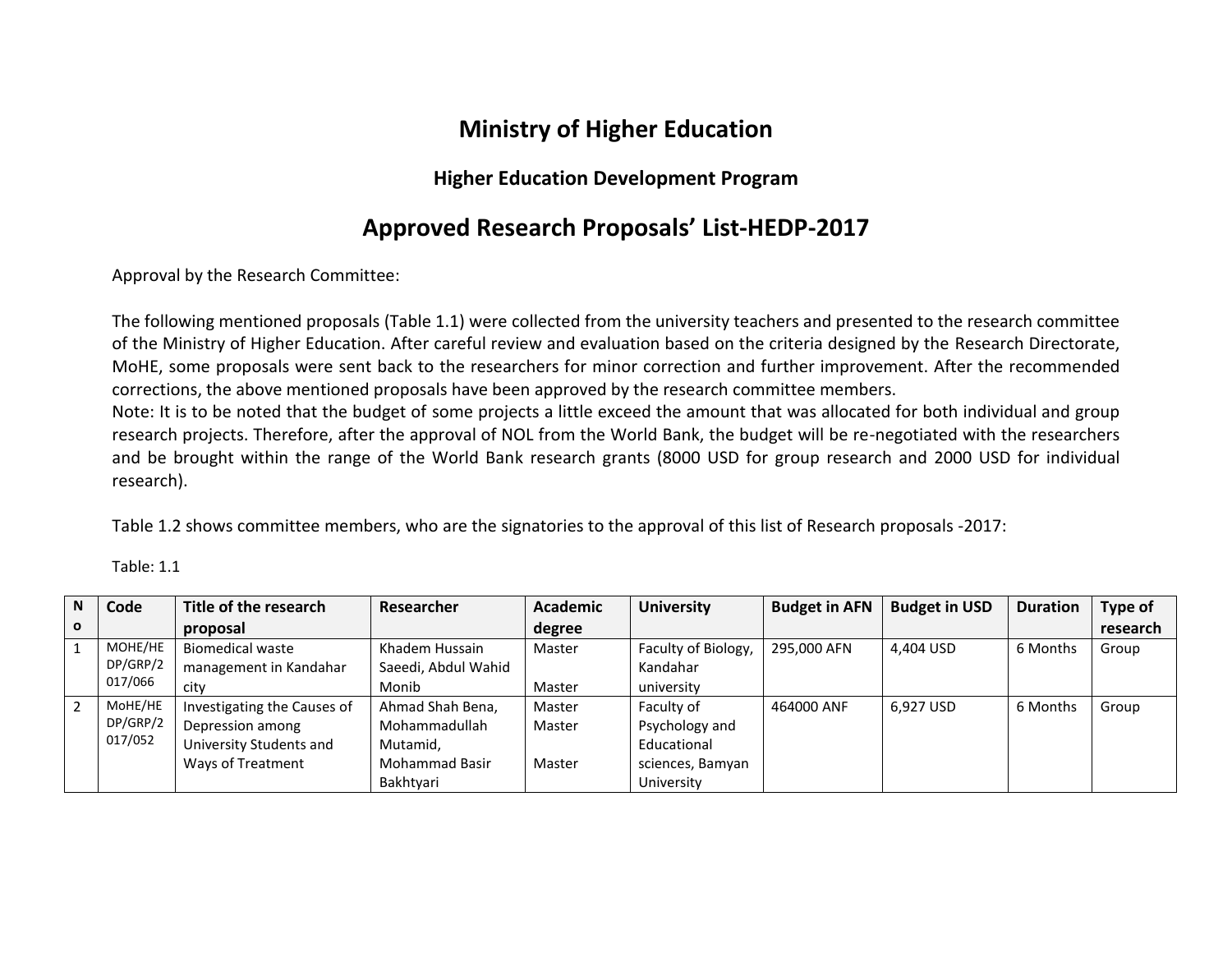# Ministry of Higher Education

## Higher Education Development Program

## Approved Research Proposals' List-HEDP-2017

Approval by the Research Committee:

The following mentioned proposals (Table 1.1) were collected from the university teachers and presented to the research committee of the Ministry of Higher Education. After careful review and evaluation based on the criteria designed by the Research Directorate, MoHE, some proposals were sent back to the researchers for minor correction and further improvement. After the recommended corrections, the above mentioned proposals have been approved by the research committee members.
Note: It is to be noted that the budget of some projects a little exceed the amount that was allocated for both individual and group research projects. Therefore, after the approval of NOL from the World Bank, the budget will be re-negotiated with the researchers and be brought within the range of the World Bank research grants (8000 USD for group research and 2000 USD for individual research).

Table 1.2 shows committee members, who are the signatories to the approval of this list of Research proposals -2017:

Table: 1.1

| No | Code | Title of the research proposal | Researcher | Academic degree | University | Budget in AFN | Budget in USD | Duration | Type of research |
|---|---|---|---|---|---|---|---|---|---|
| 1 | MOHE/HEDP/GRP/2017/066 | Biomedical waste management in Kandahar city | Khadem Hussain Saeedi, Abdul Wahid Monib | Master<br>Master | Faculty of Biology, Kandahar university | 295,000 AFN | 4,404 USD | 6 Months | Group |
| 2 | MoHE/HEDP/GRP/2017/052 | Investigating the Causes of Depression among University Students and Ways of Treatment | Ahmad Shah Bena, Mohammadullah Mutamid, Mohammad Basir Bakhtyari | Master<br>Master<br>Master | Faculty of Psychology and Educational sciences, Bamyan University | 464000 ANF | 6,927 USD | 6 Months | Group |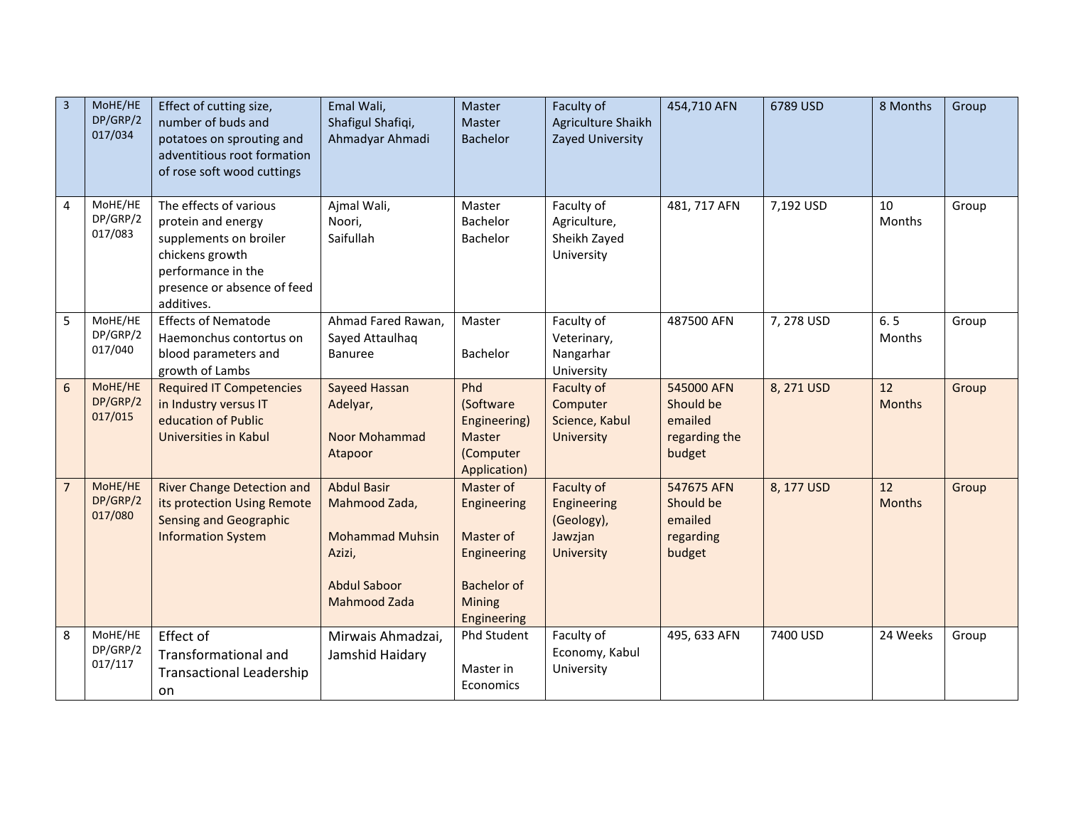| 3 | MoHE/HEDP/GRP/2017/034 | Effect of cutting size, number of buds and potatoes on sprouting and adventitious root formation of rose soft wood cuttings | Emal Wali,<br>Shafigul Shafiqi,<br>Ahmadyar Ahmadi | Master<br>Master<br>Bachelor | Faculty of Agriculture Shaikh Zayed University | 454,710 AFN | 6789 USD | 8 Months | Group |
|---|---|---|---|---|---|---|---|---|---|
| 4 | MoHE/HEDP/GRP/2017/083 | The effects of various protein and energy supplements on broiler chickens growth performance in the presence or absence of feed additives. | Ajmal Wali,<br>Noori,<br>Saifullah | Master<br>Bachelor<br>Bachelor | Faculty of Agriculture, Sheikh Zayed University | 481, 717 AFN | 7,192 USD | 10 Months | Group |
| 5 | MoHE/HEDP/GRP/2017/040 | Effects of Nematode Haemonchus contortus on blood parameters and growth of Lambs | Ahmad Fared Rawan,<br>Sayed Attaulhaq Banuree | Master<br><br>Bachelor | Faculty of Veterinary, Nangarhar University | 487500 AFN | 7, 278 USD | 6. 5 Months | Group |
| 6 | MoHE/HEDP/GRP/2017/015 | Required IT Competencies in Industry versus IT education of Public Universities in Kabul | Sayeed Hassan Adelyar,<br><br>Noor Mohammad Atapoor | Phd (Software Engineering)<br>Master (Computer Application) | Faculty of Computer Science, Kabul University | 545000 AFN Should be emailed regarding the budget | 8, 271 USD | 12 Months | Group |
| 7 | MoHE/HEDP/GRP/2017/080 | River Change Detection and its protection Using Remote Sensing and Geographic Information System | Abdul Basir Mahmood Zada,<br><br>Mohammad Muhsin Azizi,<br><br>Abdul Saboor Mahmood Zada | Master of Engineering<br><br>Master of Engineering<br><br>Bachelor of Mining Engineering | Faculty of Engineering (Geology), Jawzjan University | 547675 AFN Should be emailed regarding budget | 8, 177 USD | 12 Months | Group |
| 8 | MoHE/HEDP/GRP/2017/117 | Effect of Transformational and Transactional Leadership on | Mirwais Ahmadzai,<br>Jamshid Haidary | Phd Student<br><br>Master in Economics | Faculty of Economy, Kabul University | 495, 633 AFN | 7400 USD | 24 Weeks | Group |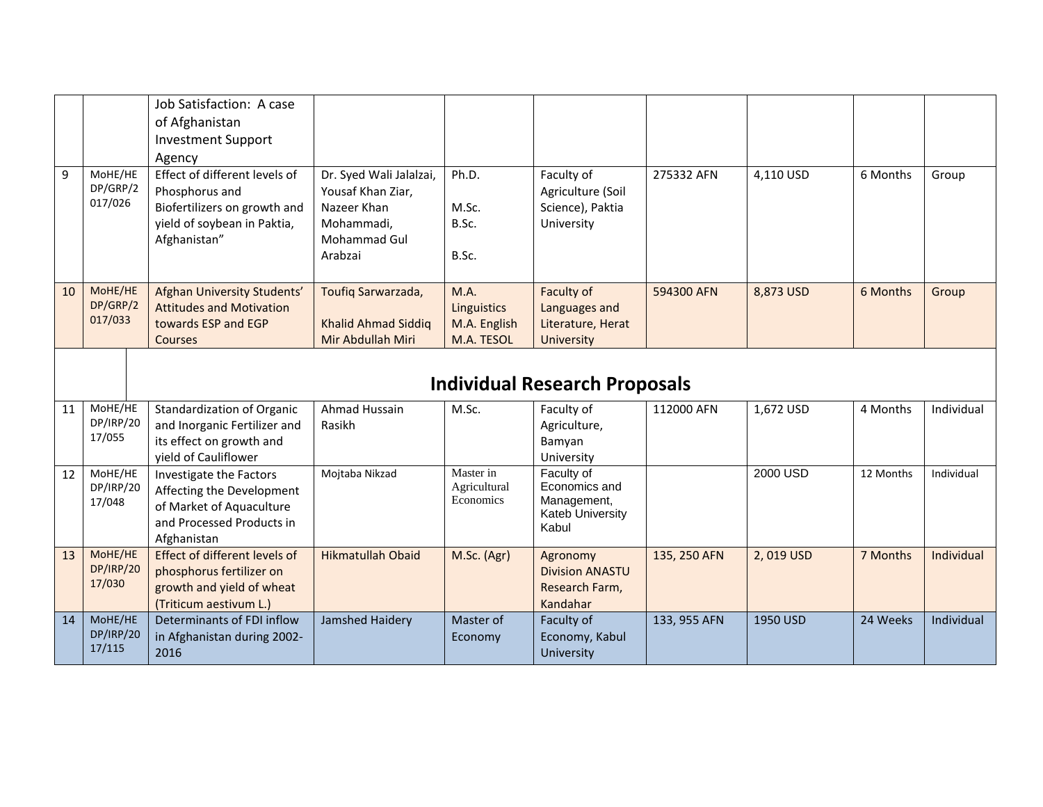| | | | | | | | | | |
|---|---|---|---|---|---|---|---|---|---|
| | | Job Satisfaction: A case of Afghanistan Investment Support Agency | | | | | | | |
| 9 | MoHE/HEDP/GRP/2017/026 | Effect of different levels of Phosphorus and Biofertilizers on growth and yield of soybean in Paktia, Afghanistan" | Dr. Syed Wali Jalalzai, Yousaf Khan Ziar, Nazeer Khan Mohammadi, Mohammad Gul Arabzai | Ph.D. M.Sc. B.Sc. B.Sc. | Faculty of Agriculture (Soil Science), Paktia University | 275332 AFN | 4,110 USD | 6 Months | Group |
| 10 | MoHE/HEDP/GRP/2017/033 | Afghan University Students' Attitudes and Motivation towards ESP and EGP Courses | Toufiq Sarwarzada, Khalid Ahmad Siddiq Mir Abdullah Miri | M.A. Linguistics M.A. English M.A. TESOL | Faculty of Languages and Literature, Herat University | 594300 AFN | 8,873 USD | 6 Months | Group |
| | **Individual Research Proposals** | | | | | | | | |
| 11 | MoHE/HEDP/IRP/2017/055 | Standardization of Organic and Inorganic Fertilizer and its effect on growth and yield of Cauliflower | Ahmad Hussain Rasikh | M.Sc. | Faculty of Agriculture, Bamyan University | 112000 AFN | 1,672 USD | 4 Months | Individual |
| 12 | MoHE/HEDP/IRP/2017/048 | Investigate the Factors Affecting the Development of Market of Aquaculture and Processed Products in Afghanistan | Mojtaba Nikzad | Master in Agricultural Economics | Faculty of Economics and Management, Kateb University Kabul | | 2000 USD | 12 Months | Individual |
| 13 | MoHE/HEDP/IRP/2017/030 | Effect of different levels of phosphorus fertilizer on growth and yield of wheat (Triticum aestivum L.) | Hikmatullah Obaid | M.Sc. (Agr) | Agronomy Division ANASTU Research Farm, Kandahar | 135, 250 AFN | 2, 019 USD | 7 Months | Individual |
| 14 | MoHE/HEDP/IRP/2017/115 | Determinants of FDI inflow in Afghanistan during 2002-2016 | Jamshed Haidery | Master of Economy | Faculty of Economy, Kabul University | 133, 955 AFN | 1950 USD | 24 Weeks | Individual |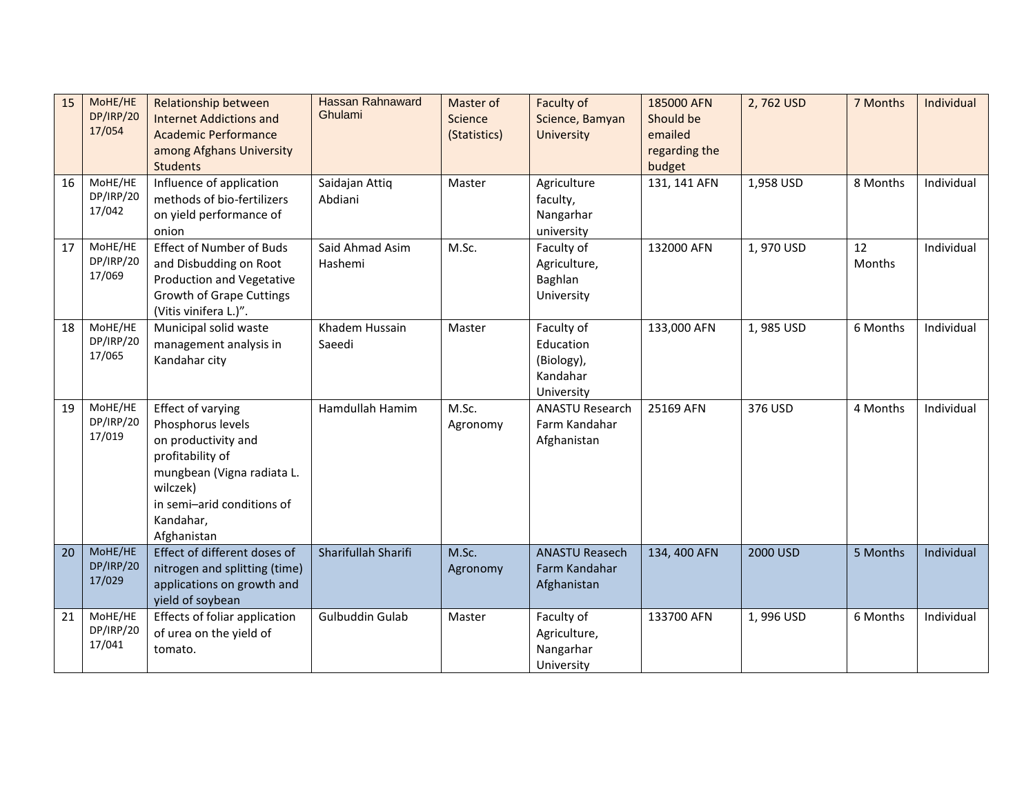| 15 | MoHE/HEDP/IRP/2017/054 | Relationship between Internet Addictions and Academic Performance among Afghans University Students | Hassan Rahnaward Ghulami | Master of Science (Statistics) | Faculty of Science, Bamyan University | 185000 AFN Should be emailed regarding the budget | 2, 762 USD | 7 Months | Individual |
|---|---|---|---|---|---|---|---|---|---|
| 16 | MoHE/HEDP/IRP/2017/042 | Influence of application methods of bio-fertilizers on yield performance of onion | Saidajan Attiq Abdiani | Master | Agriculture faculty, Nangarhar university | 131, 141 AFN | 1,958 USD | 8 Months | Individual |
| 17 | MoHE/HEDP/IRP/2017/069 | Effect of Number of Buds and Disbudding on Root Production and Vegetative Growth of Grape Cuttings (Vitis vinifera L.)". | Said Ahmad Asim Hashemi | M.Sc. | Faculty of Agriculture, Baghlan University | 132000 AFN | 1, 970 USD | 12 Months | Individual |
| 18 | MoHE/HEDP/IRP/2017/065 | Municipal solid waste management analysis in Kandahar city | Khadem Hussain Saeedi | Master | Faculty of Education (Biology), Kandahar University | 133,000 AFN | 1, 985 USD | 6 Months | Individual |
| 19 | MoHE/HEDP/IRP/2017/019 | Effect of varying Phosphorus levels on productivity and profitability of mungbean (Vigna radiata L. wilczek) in semi–arid conditions of Kandahar, Afghanistan | Hamdullah Hamim | M.Sc. Agronomy | ANASTU Research Farm Kandahar Afghanistan | 25169 AFN | 376 USD | 4 Months | Individual |
| 20 | MoHE/HEDP/IRP/2017/029 | Effect of different doses of nitrogen and splitting (time) applications on growth and yield of soybean | Sharifullah Sharifi | M.Sc. Agronomy | ANASTU Reasech Farm Kandahar Afghanistan | 134, 400 AFN | 2000 USD | 5 Months | Individual |
| 21 | MoHE/HEDP/IRP/2017/041 | Effects of foliar application of urea on the yield of tomato. | Gulbuddin Gulab | Master | Faculty of Agriculture, Nangarhar University | 133700 AFN | 1, 996 USD | 6 Months | Individual |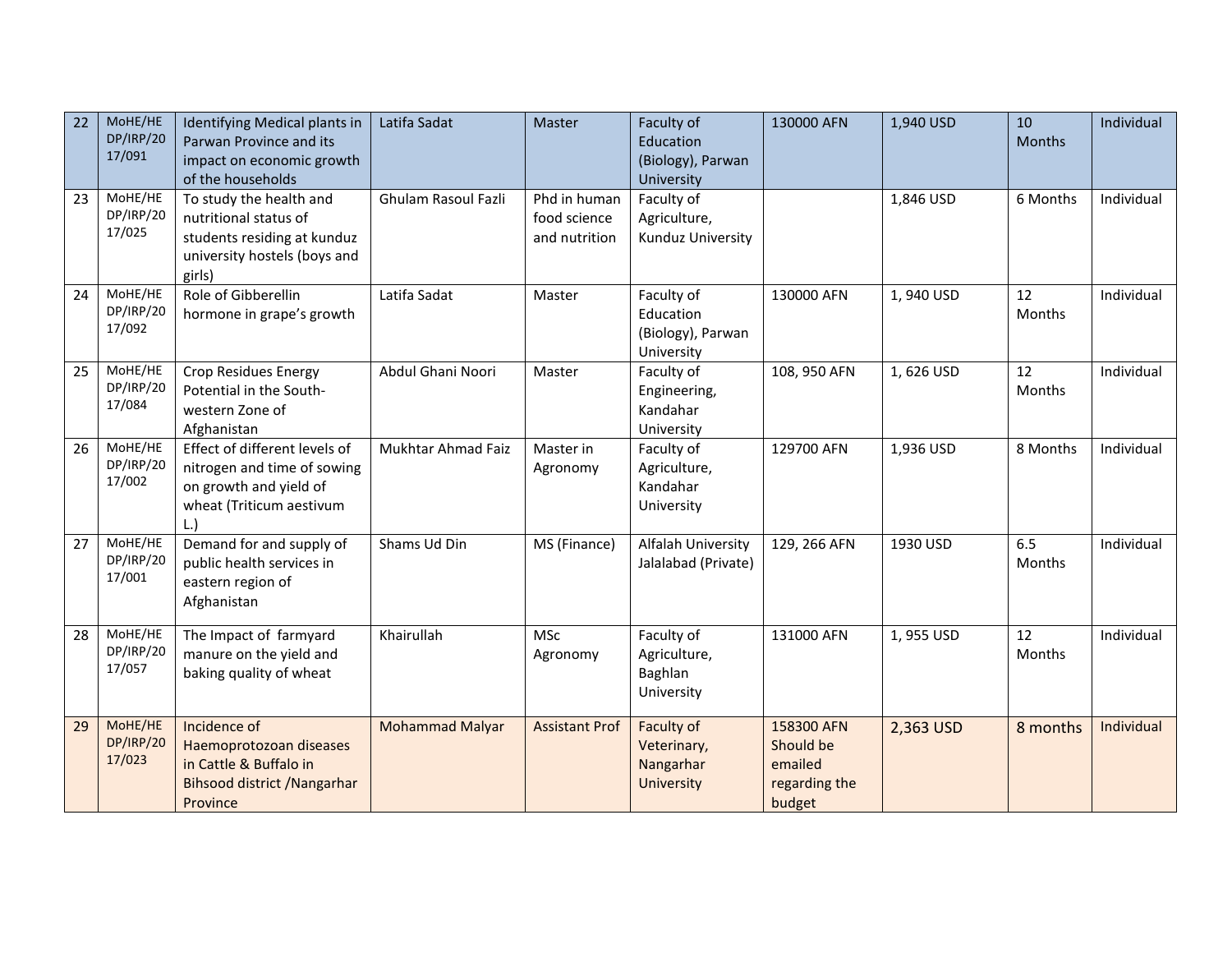| 22 | MoHE/HEDP/IRP/2017/091 | Identifying Medical plants in Parwan Province and its impact on economic growth of the households | Latifa Sadat | Master | Faculty of Education (Biology), Parwan University | 130000 AFN | 1,940 USD | 10 Months | Individual |
|---|---|---|---|---|---|---|---|---|---|
| 23 | MoHE/HEDP/IRP/2017/025 | To study the health and nutritional status of students residing at kunduz university hostels (boys and girls) | Ghulam Rasoul Fazli | Phd in human food science and nutrition | Faculty of Agriculture, Kunduz University | | 1,846 USD | 6 Months | Individual |
| 24 | MoHE/HEDP/IRP/2017/092 | Role of Gibberellin hormone in grape's growth | Latifa Sadat | Master | Faculty of Education (Biology), Parwan University | 130000 AFN | 1, 940 USD | 12 Months | Individual |
| 25 | MoHE/HEDP/IRP/2017/084 | Crop Residues Energy Potential in the South-western Zone of Afghanistan | Abdul Ghani Noori | Master | Faculty of Engineering, Kandahar University | 108, 950 AFN | 1, 626 USD | 12 Months | Individual |
| 26 | MoHE/HEDP/IRP/2017/002 | Effect of different levels of nitrogen and time of sowing on growth and yield of wheat (Triticum aestivum L.) | Mukhtar Ahmad Faiz | Master in Agronomy | Faculty of Agriculture, Kandahar University | 129700 AFN | 1,936 USD | 8 Months | Individual |
| 27 | MoHE/HEDP/IRP/2017/001 | Demand for and supply of public health services in eastern region of Afghanistan | Shams Ud Din | MS (Finance) | Alfalah University Jalalabad (Private) | 129, 266 AFN | 1930 USD | 6.5 Months | Individual |
| 28 | MoHE/HEDP/IRP/2017/057 | The Impact of farmyard manure on the yield and baking quality of wheat | Khairullah | MSc Agronomy | Faculty of Agriculture, Baghlan University | 131000 AFN | 1, 955 USD | 12 Months | Individual |
| 29 | MoHE/HEDP/IRP/2017/023 | Incidence of Haemoprotozoan diseases in Cattle & Buffalo in Bihsood district /Nangarhar Province | Mohammad Malyar | Assistant Prof | Faculty of Veterinary, Nangarhar University | 158300 AFN Should be emailed regarding the budget | 2,363 USD | 8 months | Individual |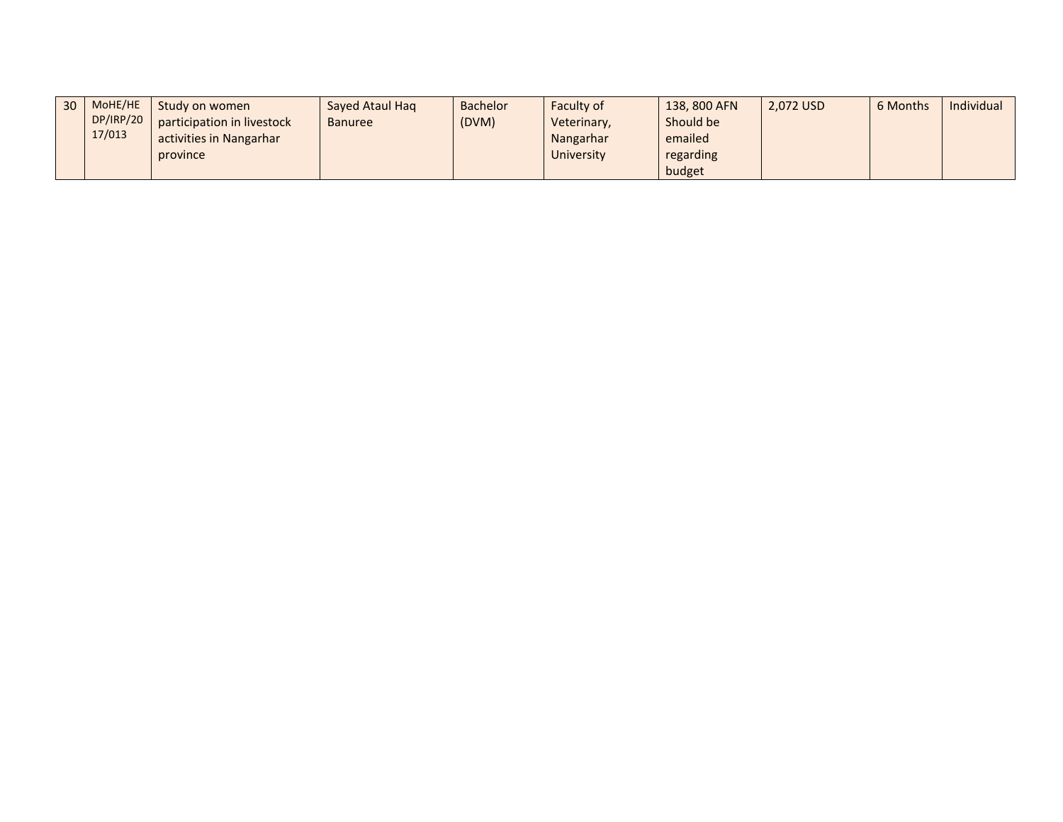| | | | | | | | | | |
|---|---|---|---|---|---|---|---|---|---|
| 30 | MoHE/HEDP/IRP/2017/013 | Study on women participation in livestock activities in Nangarhar province | Sayed Ataul Haq Banuree | Bachelor (DVM) | Faculty of Veterinary, Nangarhar University | 138, 800 AFN Should be emailed regarding budget | 2,072 USD | 6 Months | Individual |